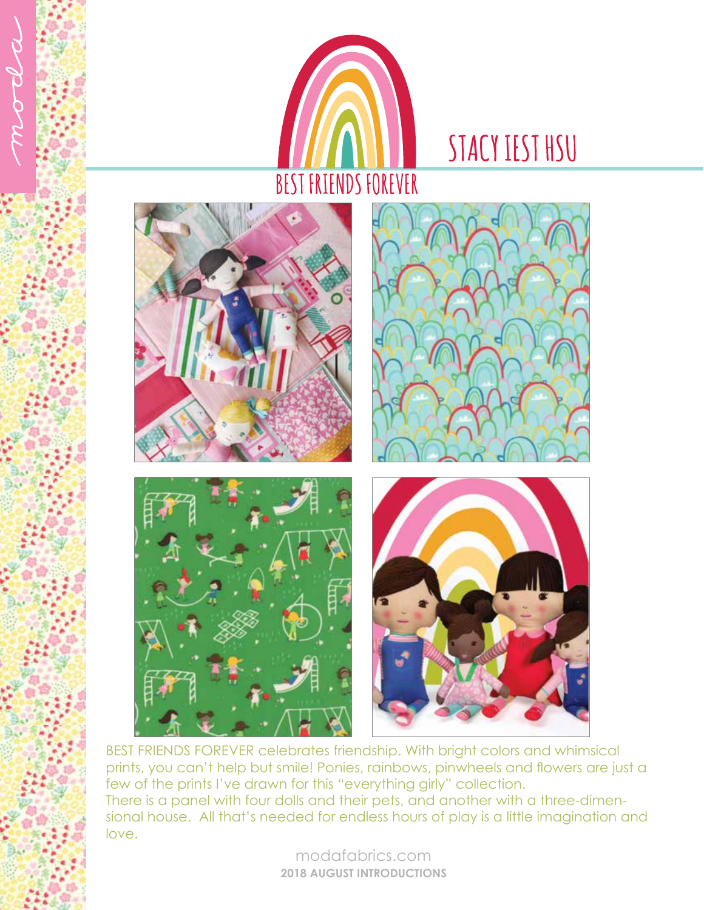# BEST FRIENDS FOREVER

## STACY IEST HSU

BEST FRIENDS FOREVER celebrates friendship. With bright colors and whimsical prints, you can't help but smile! Ponies, rainbows, pinwheels and flowers are just a few of the prints I've drawn for this "everything girly" collection.
There is a panel with four dolls and their pets, and another with a three-dimensional house. All that's needed for endless hours of play is a little imagination and love.

modafabrics.com
**2018 AUGUST INTRODUCTIONS**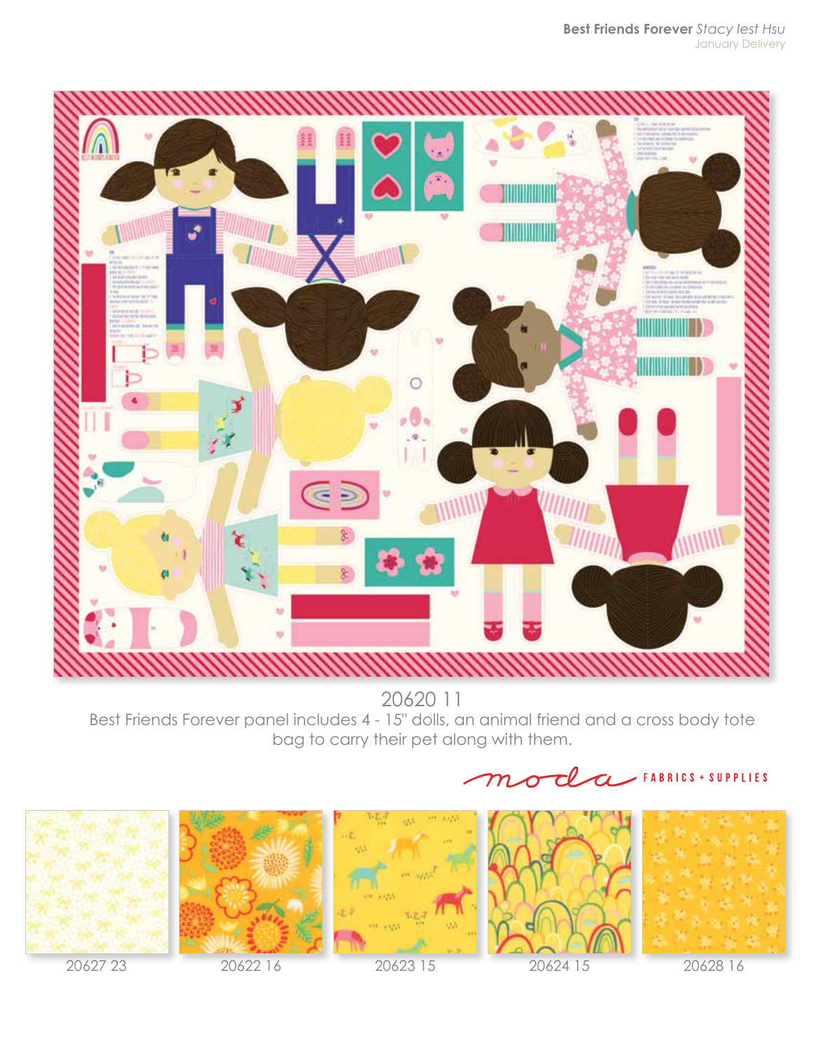**Best Friends Forever** *Stacy Iest Hsu*
January Delivery

20620 11

Best Friends Forever panel includes 4 - 15" dolls, an animal friend and a cross body tote bag to carry their pet along with them.

moda FABRICS + SUPPLIES

20627 23

20622 16

20623 15

20624 15

20628 16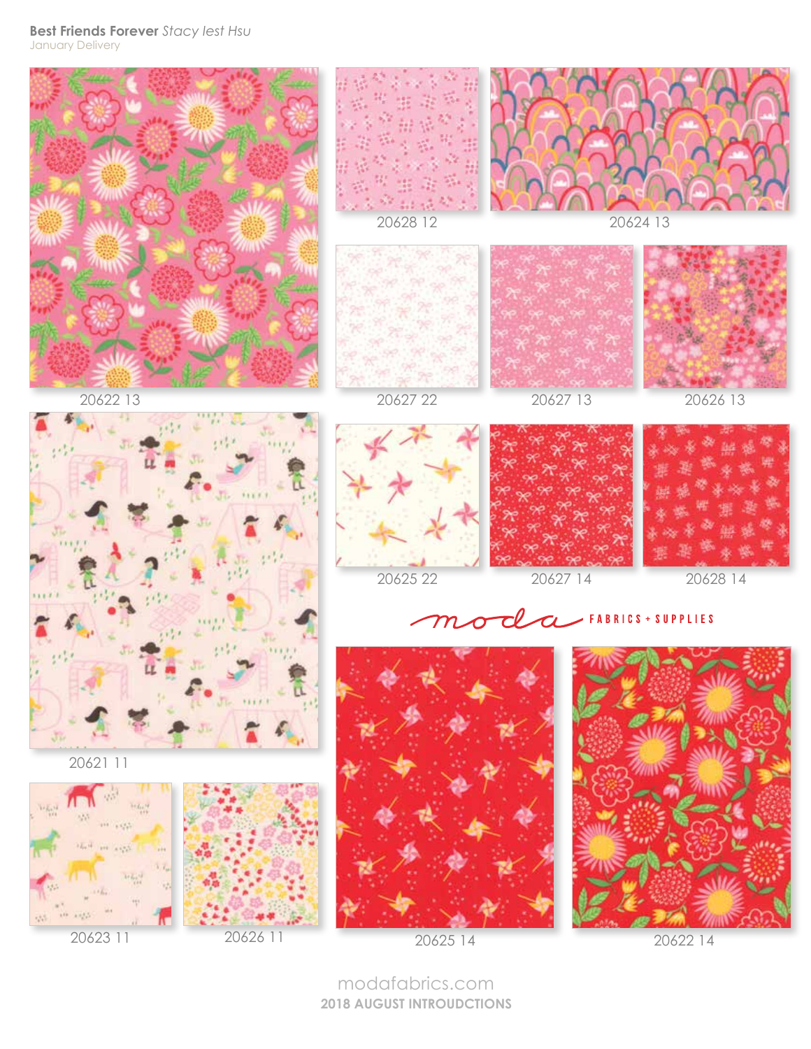**Best Friends Forever** *Stacy Iest Hsu*

January Delivery

20628 12

20624 13

20622 13

20627 22

20627 13

20626 13

20625 22

20627 14

20628 14

moda FABRICS + SUPPLIES

20621 11

20623 11

20626 11

20625 14

20622 14

modafabrics.com

**2018 AUGUST INTROUDCTIONS**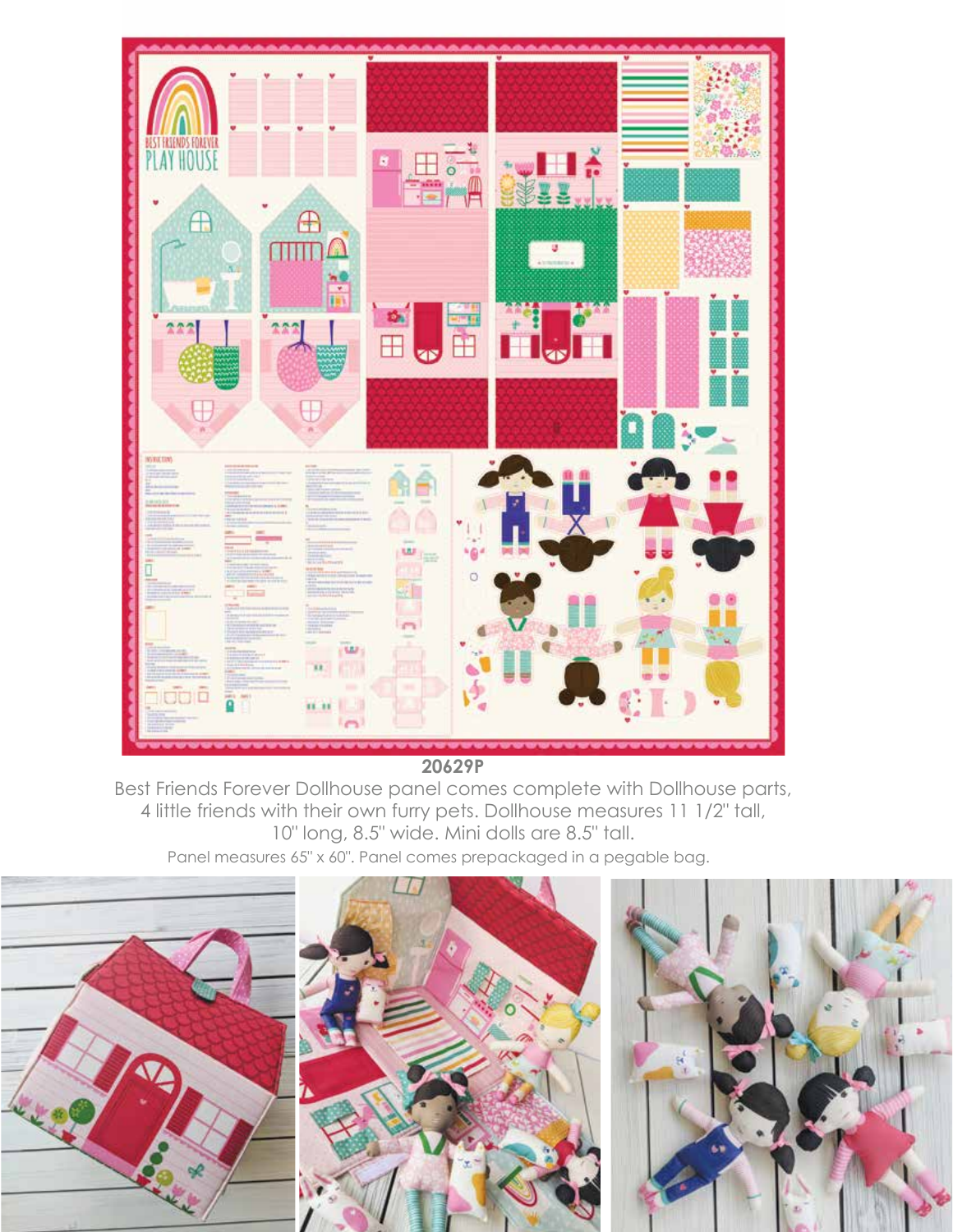**20629P**

Best Friends Forever Dollhouse panel comes complete with Dollhouse parts, 4 little friends with their own furry pets. Dollhouse measures 11 1/2" tall, 10" long, 8.5" wide. Mini dolls are 8.5" tall.

Panel measures 65" x 60". Panel comes prepackaged in a pegable bag.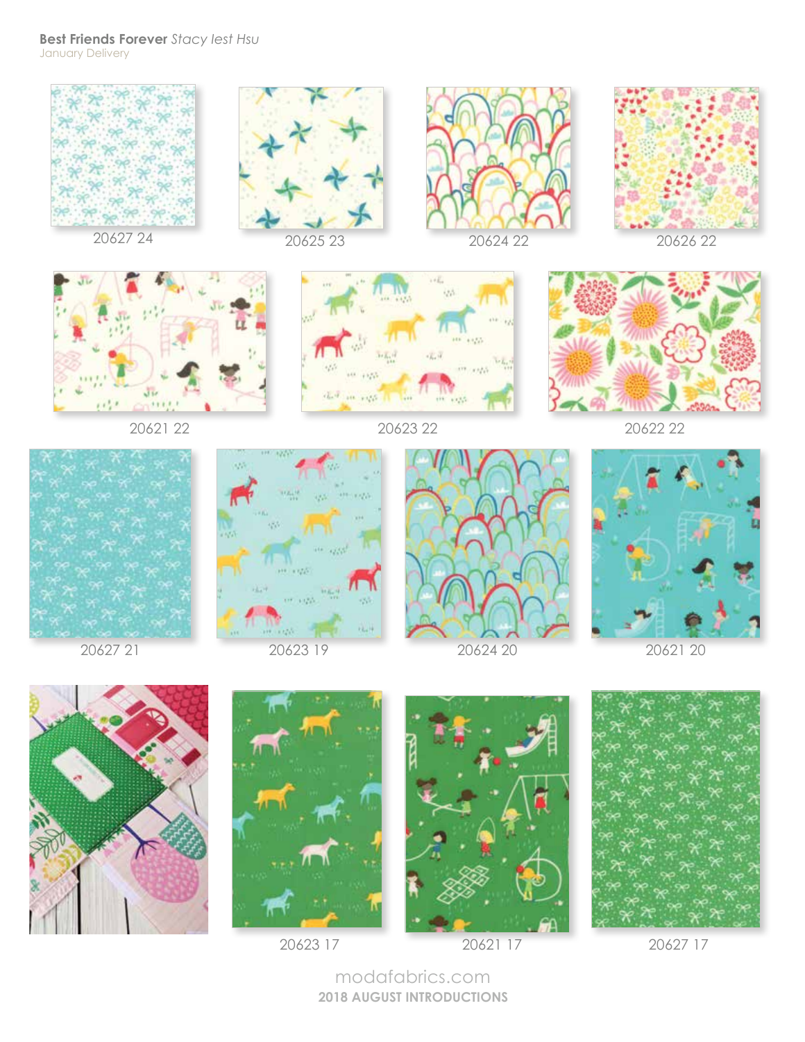**Best Friends Forever** *Stacy Iest Hsu*
January Delivery

20627 24

20625 23

20624 22

20626 22

20621 22

20623 22

20622 22

20627 21

20623 19

20624 20

20621 20

20623 17

20621 17

20627 17

modafabrics.com
**2018 AUGUST INTRODUCTIONS**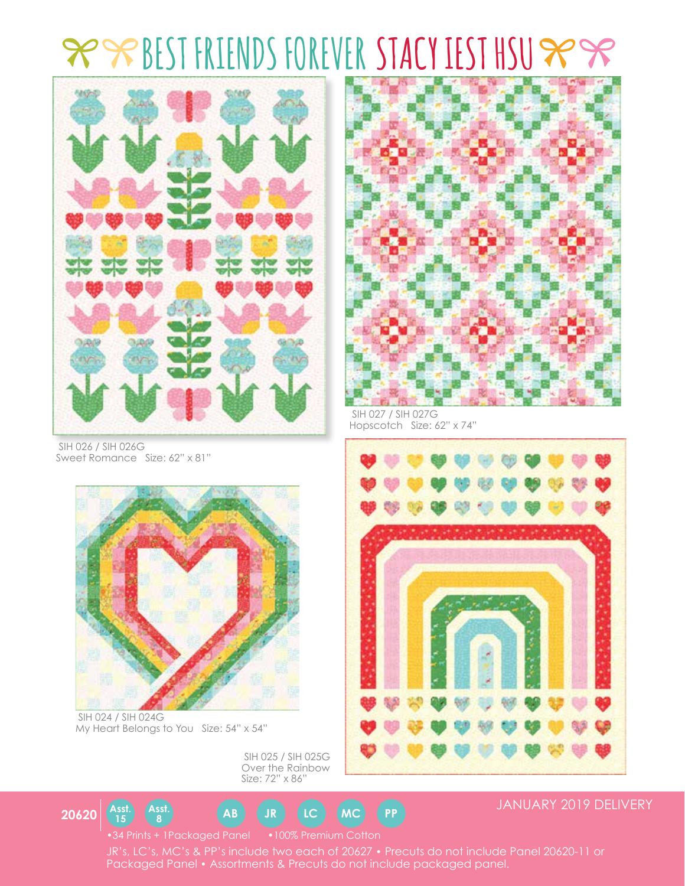# BEST FRIENDS FOREVER STACY IEST HSU

SIH 027 / SIH 027G
Hopscotch Size: 62" x 74"

SIH 026 / SIH 026G
Sweet Romance Size: 62" x 81"

SIH 024 / SIH 024G
My Heart Belongs to You Size: 54" x 54"

SIH 025 / SIH 025G
Over the Rainbow
Size: 72" x 86"

**20620** Asst. 15 Asst. 8 AB JR LC MC PP

JANUARY 2019 DELIVERY

•34 Prints + 1Packaged Panel •100% Premium Cotton

JR's, LC's, MC's & PP's include two each of 20627 • Precuts do not include Panel 20620-11 or Packaged Panel • Assortments & Precuts do not include packaged panel.